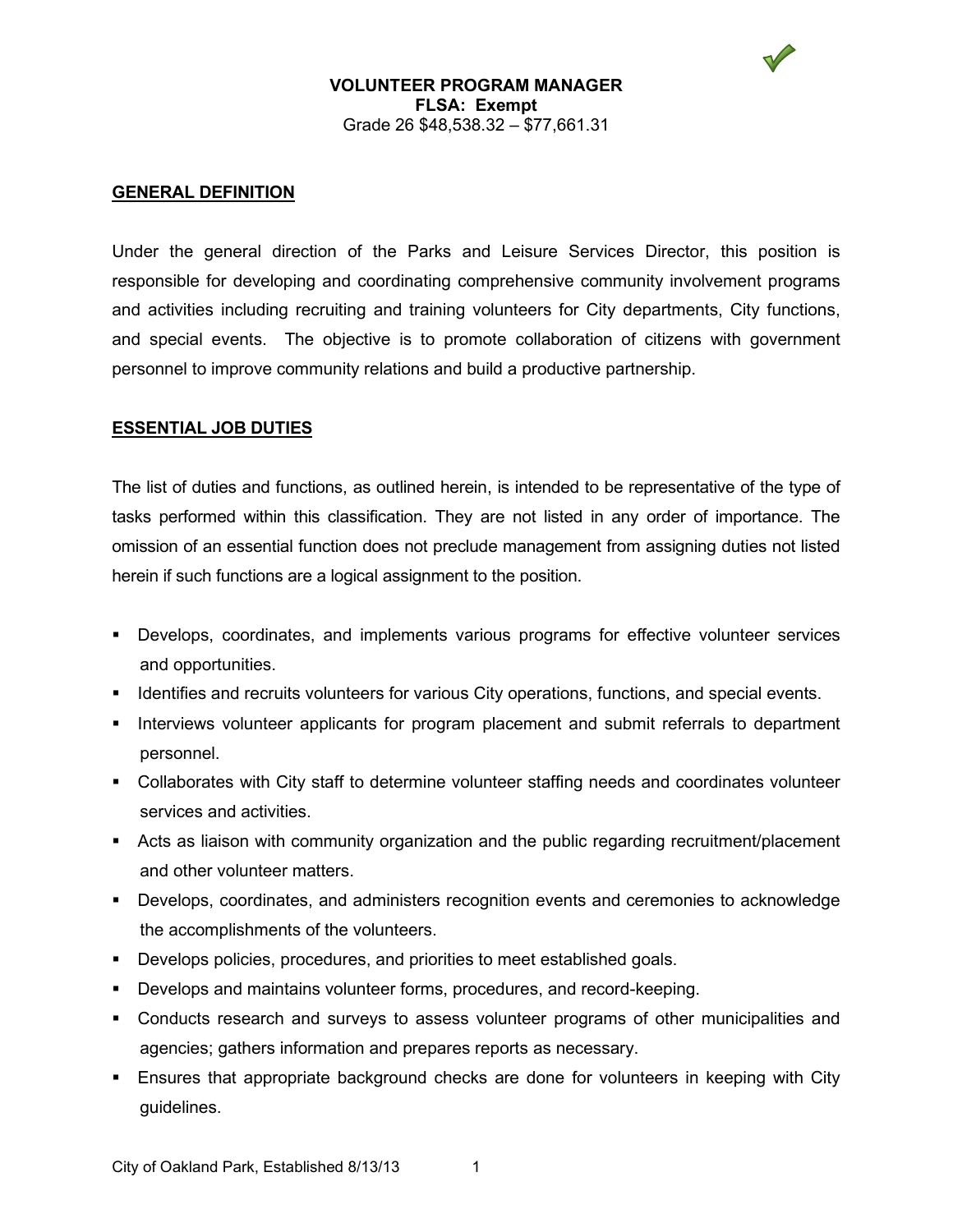**VOLUNTEER PROGRAM MANAGER**
**FLSA: Exempt**
Grade 26 $48,538.32 – $77,661.31

## GENERAL DEFINITION

Under the general direction of the Parks and Leisure Services Director, this position is responsible for developing and coordinating comprehensive community involvement programs and activities including recruiting and training volunteers for City departments, City functions, and special events. The objective is to promote collaboration of citizens with government personnel to improve community relations and build a productive partnership.

## ESSENTIAL JOB DUTIES

The list of duties and functions, as outlined herein, is intended to be representative of the type of tasks performed within this classification. They are not listed in any order of importance. The omission of an essential function does not preclude management from assigning duties not listed herein if such functions are a logical assignment to the position.

- Develops, coordinates, and implements various programs for effective volunteer services and opportunities.
- Identifies and recruits volunteers for various City operations, functions, and special events.
- Interviews volunteer applicants for program placement and submit referrals to department personnel.
- Collaborates with City staff to determine volunteer staffing needs and coordinates volunteer services and activities.
- Acts as liaison with community organization and the public regarding recruitment/placement and other volunteer matters.
- Develops, coordinates, and administers recognition events and ceremonies to acknowledge the accomplishments of the volunteers.
- Develops policies, procedures, and priorities to meet established goals.
- Develops and maintains volunteer forms, procedures, and record-keeping.
- Conducts research and surveys to assess volunteer programs of other municipalities and agencies; gathers information and prepares reports as necessary.
- Ensures that appropriate background checks are done for volunteers in keeping with City guidelines.

City of Oakland Park, Established 8/13/13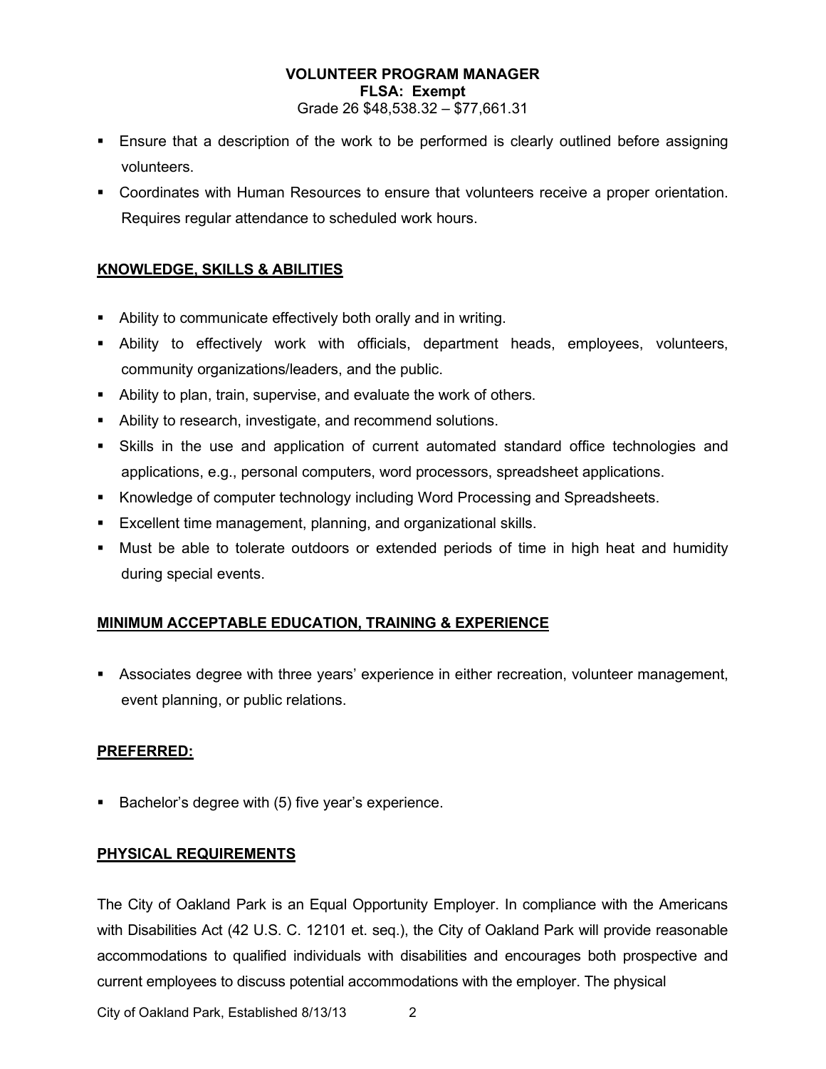**VOLUNTEER PROGRAM MANAGER**
**FLSA: Exempt**
Grade 26 $48,538.32 – $77,661.31

- Ensure that a description of the work to be performed is clearly outlined before assigning volunteers.
- Coordinates with Human Resources to ensure that volunteers receive a proper orientation. Requires regular attendance to scheduled work hours.

## KNOWLEDGE, SKILLS & ABILITIES

- Ability to communicate effectively both orally and in writing.
- Ability to effectively work with officials, department heads, employees, volunteers, community organizations/leaders, and the public.
- Ability to plan, train, supervise, and evaluate the work of others.
- Ability to research, investigate, and recommend solutions.
- Skills in the use and application of current automated standard office technologies and applications, e.g., personal computers, word processors, spreadsheet applications.
- Knowledge of computer technology including Word Processing and Spreadsheets.
- Excellent time management, planning, and organizational skills.
- Must be able to tolerate outdoors or extended periods of time in high heat and humidity during special events.

## MINIMUM ACCEPTABLE EDUCATION, TRAINING & EXPERIENCE

- Associates degree with three years' experience in either recreation, volunteer management, event planning, or public relations.

## PREFERRED:

- Bachelor's degree with (5) five year's experience.

## PHYSICAL REQUIREMENTS

The City of Oakland Park is an Equal Opportunity Employer. In compliance with the Americans with Disabilities Act (42 U.S. C. 12101 et. seq.), the City of Oakland Park will provide reasonable accommodations to qualified individuals with disabilities and encourages both prospective and current employees to discuss potential accommodations with the employer. The physical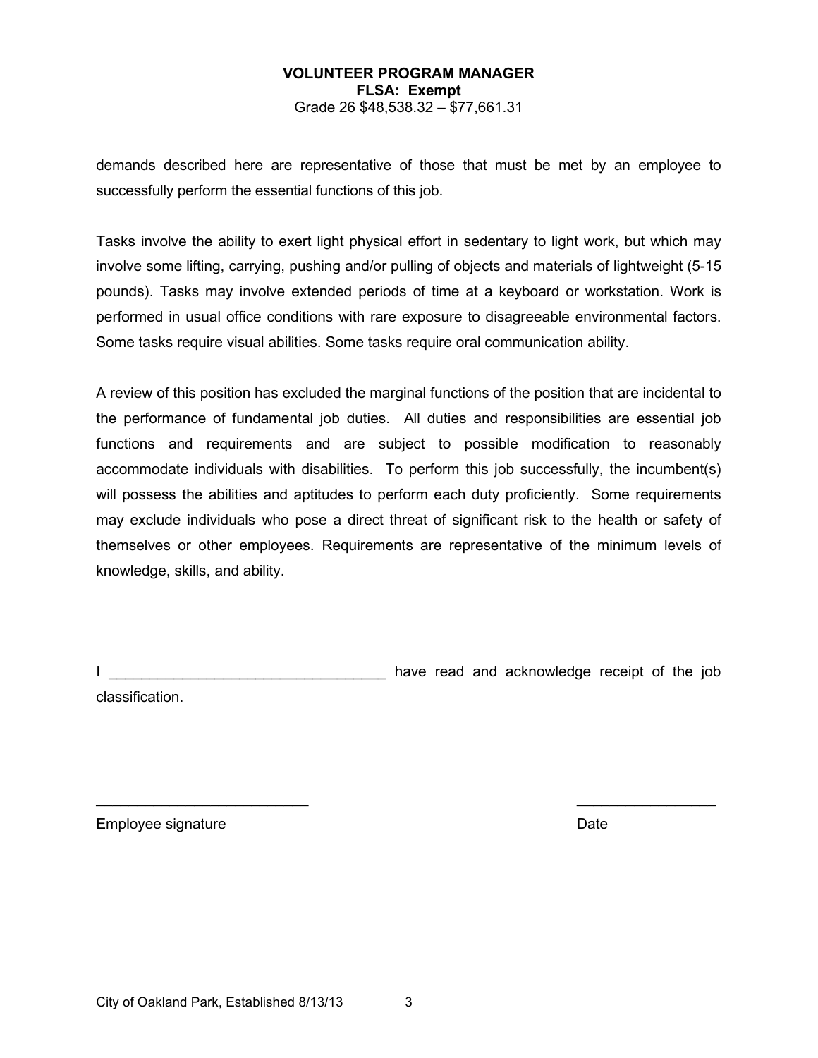demands described here are representative of those that must be met by an employee to successfully perform the essential functions of this job.

Tasks involve the ability to exert light physical effort in sedentary to light work, but which may involve some lifting, carrying, pushing and/or pulling of objects and materials of lightweight (5-15 pounds). Tasks may involve extended periods of time at a keyboard or workstation. Work is performed in usual office conditions with rare exposure to disagreeable environmental factors. Some tasks require visual abilities. Some tasks require oral communication ability.

A review of this position has excluded the marginal functions of the position that are incidental to the performance of fundamental job duties. All duties and responsibilities are essential job functions and requirements and are subject to possible modification to reasonably accommodate individuals with disabilities. To perform this job successfully, the incumbent(s) will possess the abilities and aptitudes to perform each duty proficiently. Some requirements may exclude individuals who pose a direct threat of significant risk to the health or safety of themselves or other employees. Requirements are representative of the minimum levels of knowledge, skills, and ability.

I _________________________________ have read and acknowledge receipt of the job classification.

_________________________ _________________

Employee signature Date